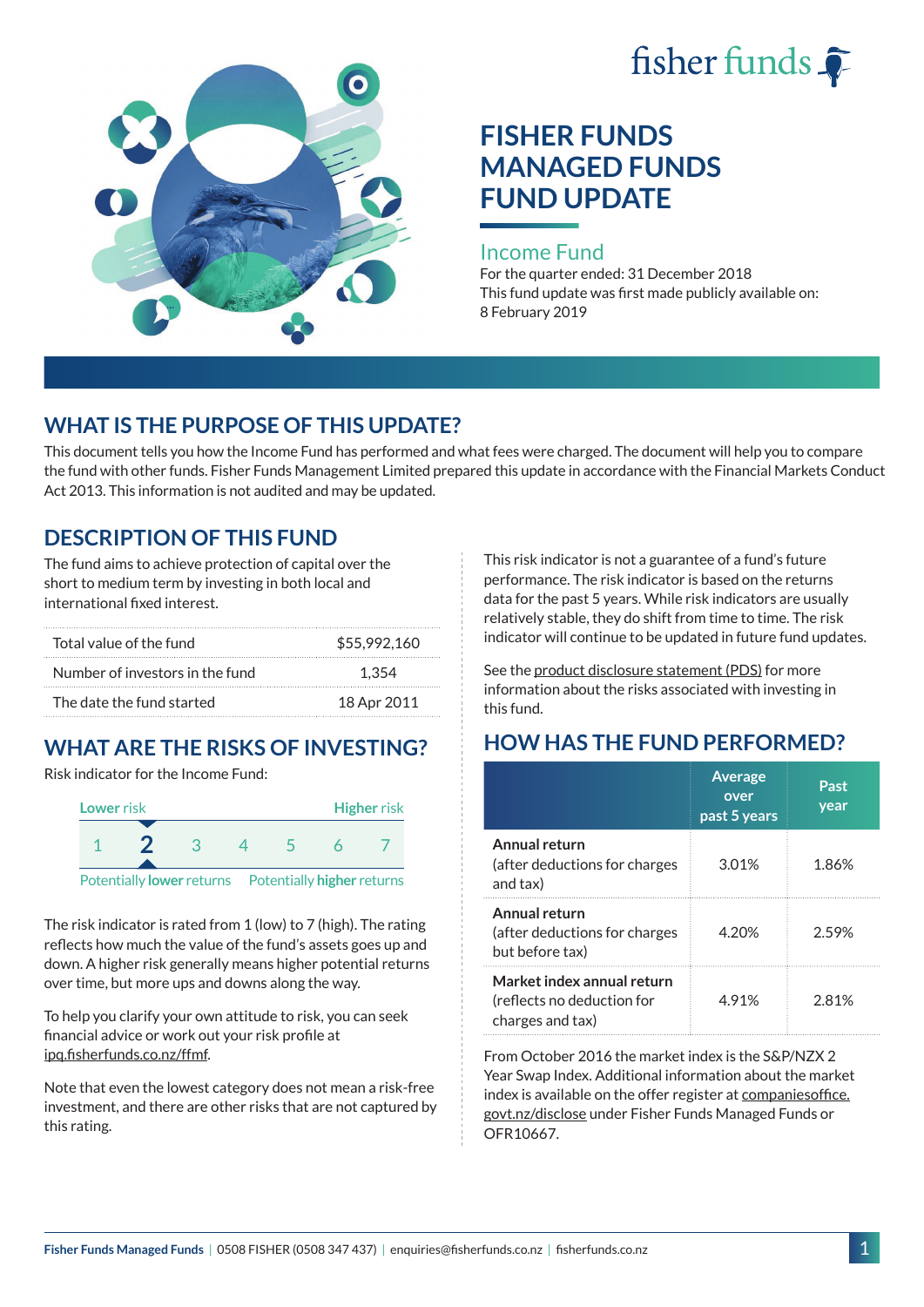# FISHER FUNDS MANAGED FUNDS FUND UPDATE

## Income Fund

For the quarter ended: 31 December 2018

This fund update was first made publicly available on: 8 February 2019

## WHAT IS THE PURPOSE OF THIS UPDATE?

This document tells you how the Income Fund has performed and what fees were charged. The document will help you to compare the fund with other funds. Fisher Funds Management Limited prepared this update in accordance with the Financial Markets Conduct Act 2013. This information is not audited and may be updated.

## DESCRIPTION OF THIS FUND

The fund aims to achieve protection of capital over the short to medium term by investing in both local and international fixed interest.

| | |
|---|---|
| Total value of the fund | $55,992,160 |
| Number of investors in the fund | 1,354 |
| The date the fund started | 18 Apr 2011 |

## WHAT ARE THE RISKS OF INVESTING?

Risk indicator for the Income Fund:

Lower risk — Higher risk

1 **2** 3 4 5 6 7

Potentially **lower** returns — Potentially **higher** returns

The risk indicator is rated from 1 (low) to 7 (high). The rating reflects how much the value of the fund's assets goes up and down. A higher risk generally means higher potential returns over time, but more ups and downs along the way.

To help you clarify your own attitude to risk, you can seek financial advice or work out your risk profile at ipq.fisherfunds.co.nz/ffmf.

Note that even the lowest category does not mean a risk-free investment, and there are other risks that are not captured by this rating.

This risk indicator is not a guarantee of a fund's future performance. The risk indicator is based on the returns data for the past 5 years. While risk indicators are usually relatively stable, they do shift from time to time. The risk indicator will continue to be updated in future fund updates.

See the product disclosure statement (PDS) for more information about the risks associated with investing in this fund.

## HOW HAS THE FUND PERFORMED?

| | Average over past 5 years | Past year |
|---|---|---|
| **Annual return** (after deductions for charges and tax) | 3.01% | 1.86% |
| **Annual return** (after deductions for charges but before tax) | 4.20% | 2.59% |
| **Market index annual return** (reflects no deduction for charges and tax) | 4.91% | 2.81% |

From October 2016 the market index is the S&P/NZX 2 Year Swap Index. Additional information about the market index is available on the offer register at companiesoffice.govt.nz/disclose under Fisher Funds Managed Funds or OFR10667.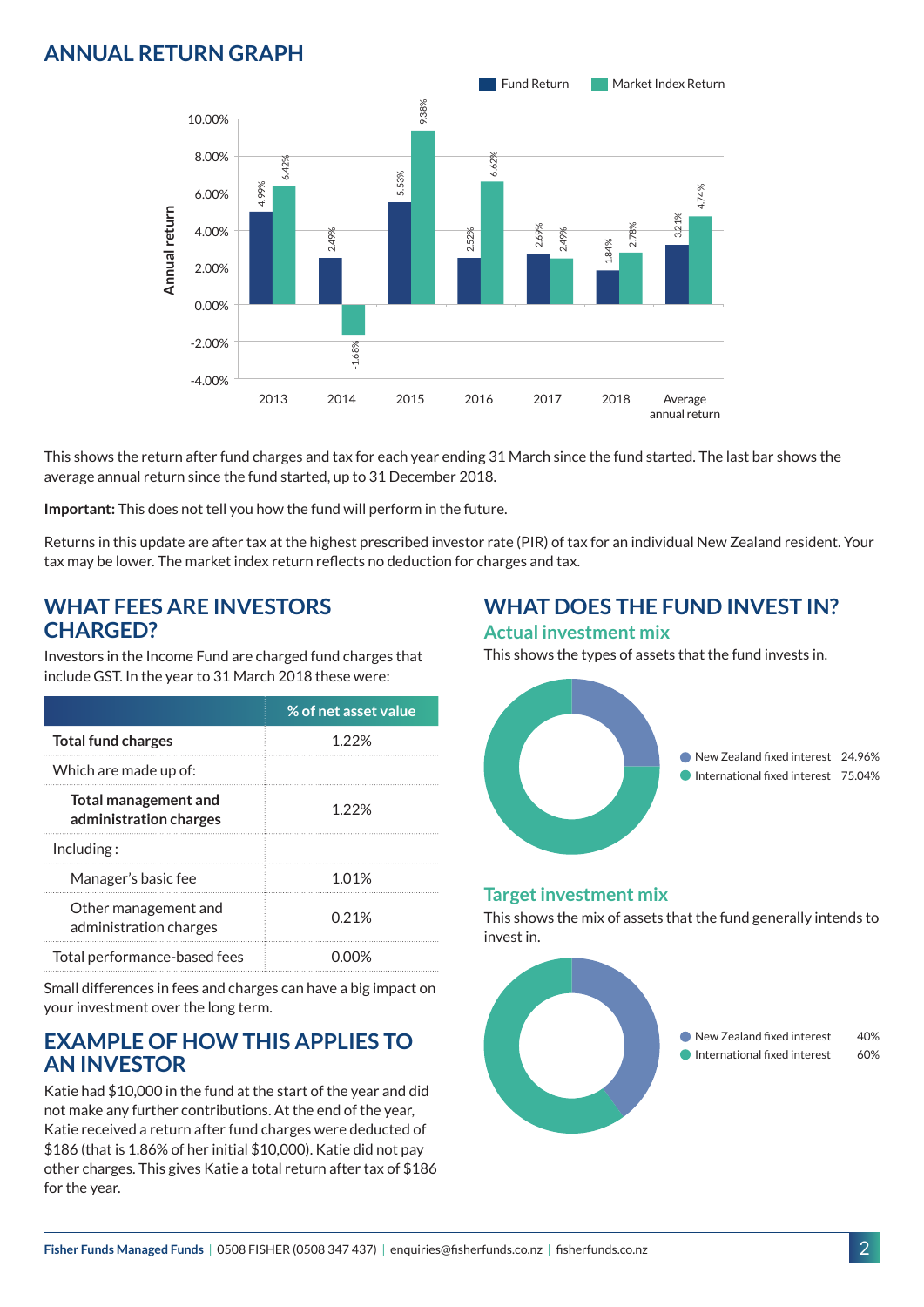## ANNUAL RETURN GRAPH

| Year | Fund Return | Market Index Return |
|---|---|---|
| 2013 | 4.99% | 6.42% |
| 2014 | 2.49% | -1.68% |
| 2015 | 5.53% | 9.38% |
| 2016 | 2.52% | 6.62% |
| 2017 | 2.69% | 2.49% |
| 2018 | 1.84% | 2.78% |
| Average annual return | 3.21% | 4.74% |

This shows the return after fund charges and tax for each year ending 31 March since the fund started. The last bar shows the average annual return since the fund started, up to 31 December 2018.

**Important:** This does not tell you how the fund will perform in the future.

Returns in this update are after tax at the highest prescribed investor rate (PIR) of tax for an individual New Zealand resident. Your tax may be lower. The market index return reflects no deduction for charges and tax.

## WHAT FEES ARE INVESTORS CHARGED?

Investors in the Income Fund are charged fund charges that include GST. In the year to 31 March 2018 these were:

| | % of net asset value |
|---|---|
| **Total fund charges** | 1.22% |
| Which are made up of: | |
| **Total management and administration charges** | 1.22% |
| Including : | |
| Manager's basic fee | 1.01% |
| Other management and administration charges | 0.21% |
| Total performance-based fees | 0.00% |

Small differences in fees and charges can have a big impact on your investment over the long term.

## EXAMPLE OF HOW THIS APPLIES TO AN INVESTOR

Katie had $10,000 in the fund at the start of the year and did not make any further contributions. At the end of the year, Katie received a return after fund charges were deducted of $186 (that is 1.86% of her initial $10,000). Katie did not pay other charges. This gives Katie a total return after tax of $186 for the year.

## WHAT DOES THE FUND INVEST IN?

### Actual investment mix

This shows the types of assets that the fund invests in.

- New Zealand fixed interest 24.96%
- International fixed interest 75.04%

### Target investment mix

This shows the mix of assets that the fund generally intends to invest in.

- New Zealand fixed interest 40%
- International fixed interest 60%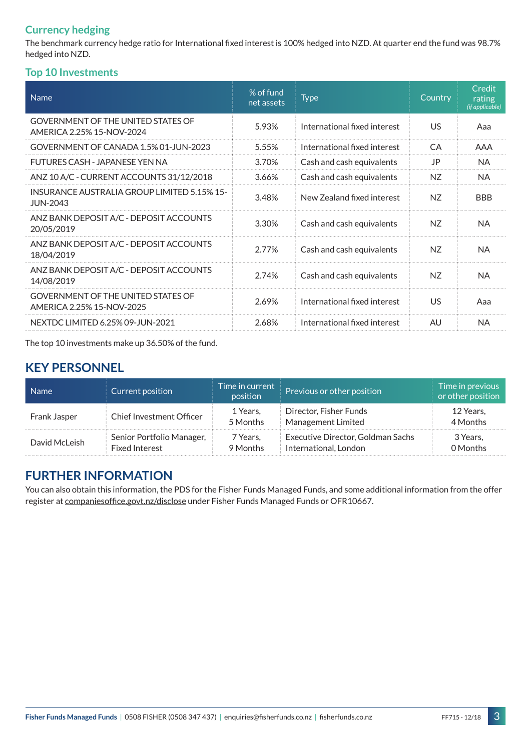## Currency hedging

The benchmark currency hedge ratio for International fixed interest is 100% hedged into NZD. At quarter end the fund was 98.7% hedged into NZD.

## Top 10 Investments

| Name | % of fund net assets | Type | Country | Credit rating *(if applicable)* |
|---|---|---|---|---|
| GOVERNMENT OF THE UNITED STATES OF AMERICA 2.25% 15-NOV-2024 | 5.93% | International fixed interest | US | Aaa |
| GOVERNMENT OF CANADA 1.5% 01-JUN-2023 | 5.55% | International fixed interest | CA | AAA |
| FUTURES CASH - JAPANESE YEN NA | 3.70% | Cash and cash equivalents | JP | NA |
| ANZ 10 A/C - CURRENT ACCOUNTS 31/12/2018 | 3.66% | Cash and cash equivalents | NZ | NA |
| INSURANCE AUSTRALIA GROUP LIMITED 5.15% 15-JUN-2043 | 3.48% | New Zealand fixed interest | NZ | BBB |
| ANZ BANK DEPOSIT A/C - DEPOSIT ACCOUNTS 20/05/2019 | 3.30% | Cash and cash equivalents | NZ | NA |
| ANZ BANK DEPOSIT A/C - DEPOSIT ACCOUNTS 18/04/2019 | 2.77% | Cash and cash equivalents | NZ | NA |
| ANZ BANK DEPOSIT A/C - DEPOSIT ACCOUNTS 14/08/2019 | 2.74% | Cash and cash equivalents | NZ | NA |
| GOVERNMENT OF THE UNITED STATES OF AMERICA 2.25% 15-NOV-2025 | 2.69% | International fixed interest | US | Aaa |
| NEXTDC LIMITED 6.25% 09-JUN-2021 | 2.68% | International fixed interest | AU | NA |

The top 10 investments make up 36.50% of the fund.

# KEY PERSONNEL

| Name | Current position | Time in current position | Previous or other position | Time in previous or other position |
|---|---|---|---|---|
| Frank Jasper | Chief Investment Officer | 1 Years, 5 Months | Director, Fisher Funds Management Limited | 12 Years, 4 Months |
| David McLeish | Senior Portfolio Manager, Fixed Interest | 7 Years, 9 Months | Executive Director, Goldman Sachs International, London | 3 Years, 0 Months |

# FURTHER INFORMATION

You can also obtain this information, the PDS for the Fisher Funds Managed Funds, and some additional information from the offer register at companiesoffice.govt.nz/disclose under Fisher Funds Managed Funds or OFR10667.